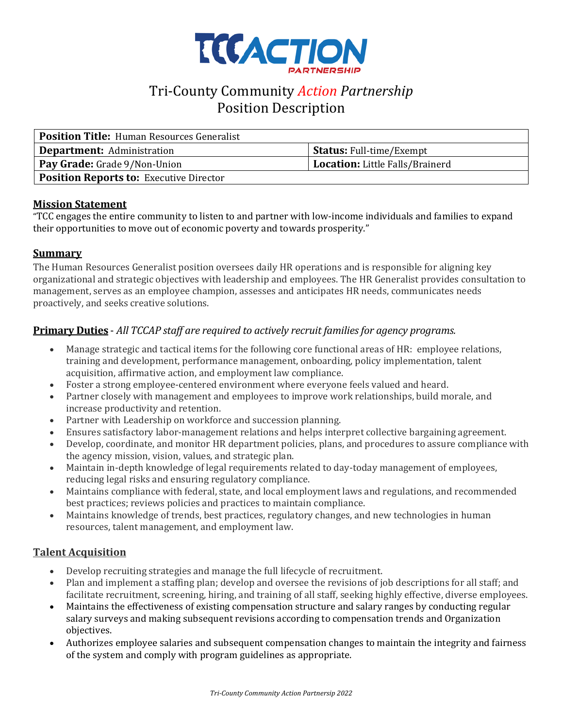# Tri-County Community *Action Partnership*
## Position Description

| **Position Title:** Human Resources Generalist | |
|---|---|
| **Department:** Administration | **Status:** Full-time/Exempt |
| **Pay Grade:** Grade 9/Non-Union | **Location:** Little Falls/Brainerd |
| **Position Reports to:** Executive Director | |

### Mission Statement

"TCC engages the entire community to listen to and partner with low-income individuals and families to expand their opportunities to move out of economic poverty and towards prosperity."

### Summary

The Human Resources Generalist position oversees daily HR operations and is responsible for aligning key organizational and strategic objectives with leadership and employees. The HR Generalist provides consultation to management, serves as an employee champion, assesses and anticipates HR needs, communicates needs proactively, and seeks creative solutions.

### Primary Duties - *All TCCAP staff are required to actively recruit families for agency programs.*

- Manage strategic and tactical items for the following core functional areas of HR: employee relations, training and development, performance management, onboarding, policy implementation, talent acquisition, affirmative action, and employment law compliance.
- Foster a strong employee-centered environment where everyone feels valued and heard.
- Partner closely with management and employees to improve work relationships, build morale, and increase productivity and retention.
- Partner with Leadership on workforce and succession planning.
- Ensures satisfactory labor-management relations and helps interpret collective bargaining agreement.
- Develop, coordinate, and monitor HR department policies, plans, and procedures to assure compliance with the agency mission, vision, values, and strategic plan.
- Maintain in-depth knowledge of legal requirements related to day-today management of employees, reducing legal risks and ensuring regulatory compliance.
- Maintains compliance with federal, state, and local employment laws and regulations, and recommended best practices; reviews policies and practices to maintain compliance.
- Maintains knowledge of trends, best practices, regulatory changes, and new technologies in human resources, talent management, and employment law.

### Talent Acquisition

- Develop recruiting strategies and manage the full lifecycle of recruitment.
- Plan and implement a staffing plan; develop and oversee the revisions of job descriptions for all staff; and facilitate recruitment, screening, hiring, and training of all staff, seeking highly effective, diverse employees.
- Maintains the effectiveness of existing compensation structure and salary ranges by conducting regular salary surveys and making subsequent revisions according to compensation trends and Organization objectives.
- Authorizes employee salaries and subsequent compensation changes to maintain the integrity and fairness of the system and comply with program guidelines as appropriate.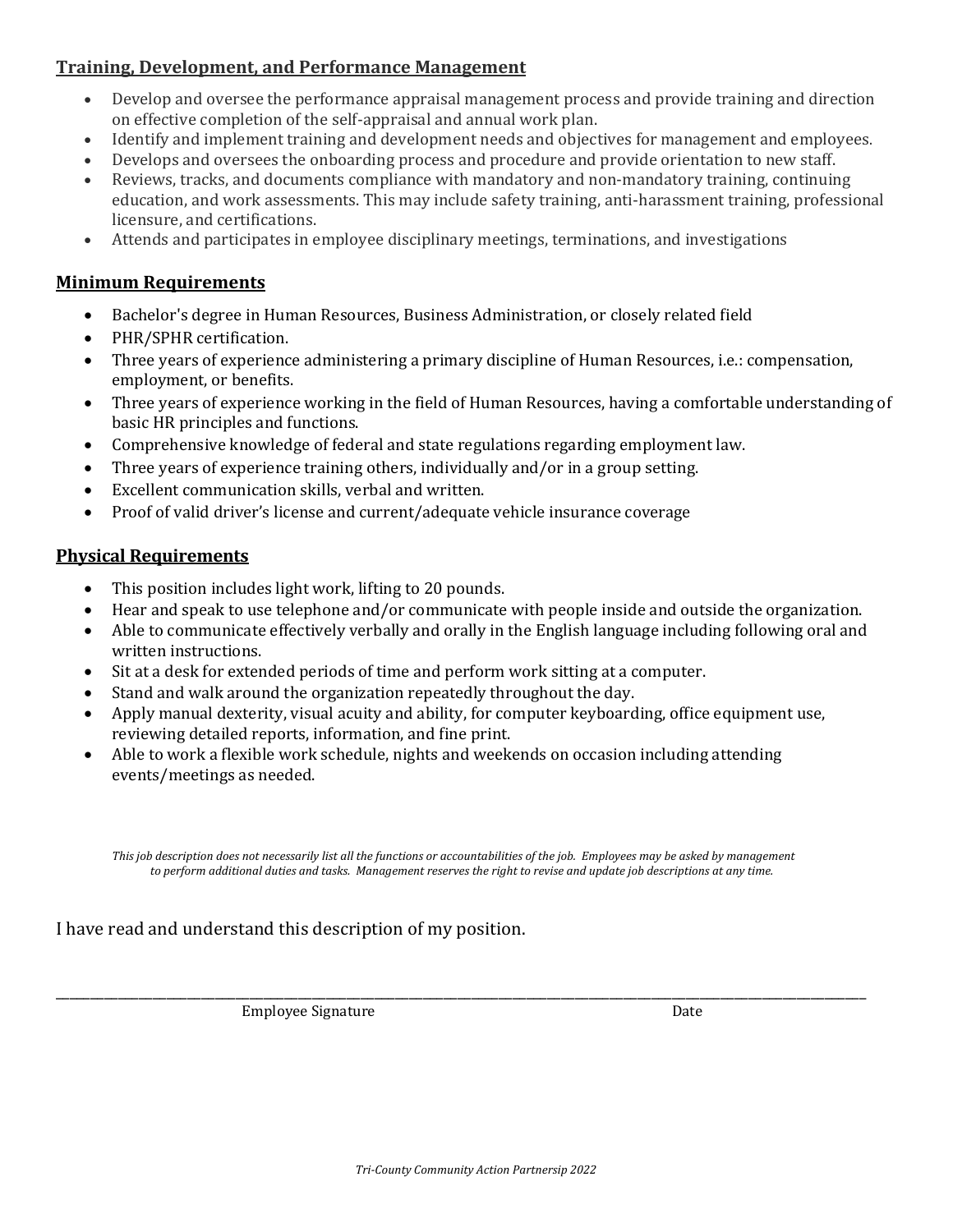## Training, Development, and Performance Management

- Develop and oversee the performance appraisal management process and provide training and direction on effective completion of the self-appraisal and annual work plan.
- Identify and implement training and development needs and objectives for management and employees.
- Develops and oversees the onboarding process and procedure and provide orientation to new staff.
- Reviews, tracks, and documents compliance with mandatory and non-mandatory training, continuing education, and work assessments. This may include safety training, anti-harassment training, professional licensure, and certifications.
- Attends and participates in employee disciplinary meetings, terminations, and investigations

## Minimum Requirements

- Bachelor's degree in Human Resources, Business Administration, or closely related field
- PHR/SPHR certification.
- Three years of experience administering a primary discipline of Human Resources, i.e.: compensation, employment, or benefits.
- Three years of experience working in the field of Human Resources, having a comfortable understanding of basic HR principles and functions.
- Comprehensive knowledge of federal and state regulations regarding employment law.
- Three years of experience training others, individually and/or in a group setting.
- Excellent communication skills, verbal and written.
- Proof of valid driver's license and current/adequate vehicle insurance coverage

## Physical Requirements

- This position includes light work, lifting to 20 pounds.
- Hear and speak to use telephone and/or communicate with people inside and outside the organization.
- Able to communicate effectively verbally and orally in the English language including following oral and written instructions.
- Sit at a desk for extended periods of time and perform work sitting at a computer.
- Stand and walk around the organization repeatedly throughout the day.
- Apply manual dexterity, visual acuity and ability, for computer keyboarding, office equipment use, reviewing detailed reports, information, and fine print.
- Able to work a flexible work schedule, nights and weekends on occasion including attending events/meetings as needed.

*This job description does not necessarily list all the functions or accountabilities of the job. Employees may be asked by management to perform additional duties and tasks. Management reserves the right to revise and update job descriptions at any time.*

I have read and understand this description of my position.

\_\_\_\_\_\_\_\_\_\_\_\_\_\_\_\_\_\_\_\_\_\_\_\_\_\_\_\_\_\_\_\_\_\_\_\_\_\_\_\_\_\_\_\_\_\_\_\_\_\_\_\_\_\_\_\_\_\_\_\_\_\_\_\_\_\_\_\_

Employee Signature                                        Date